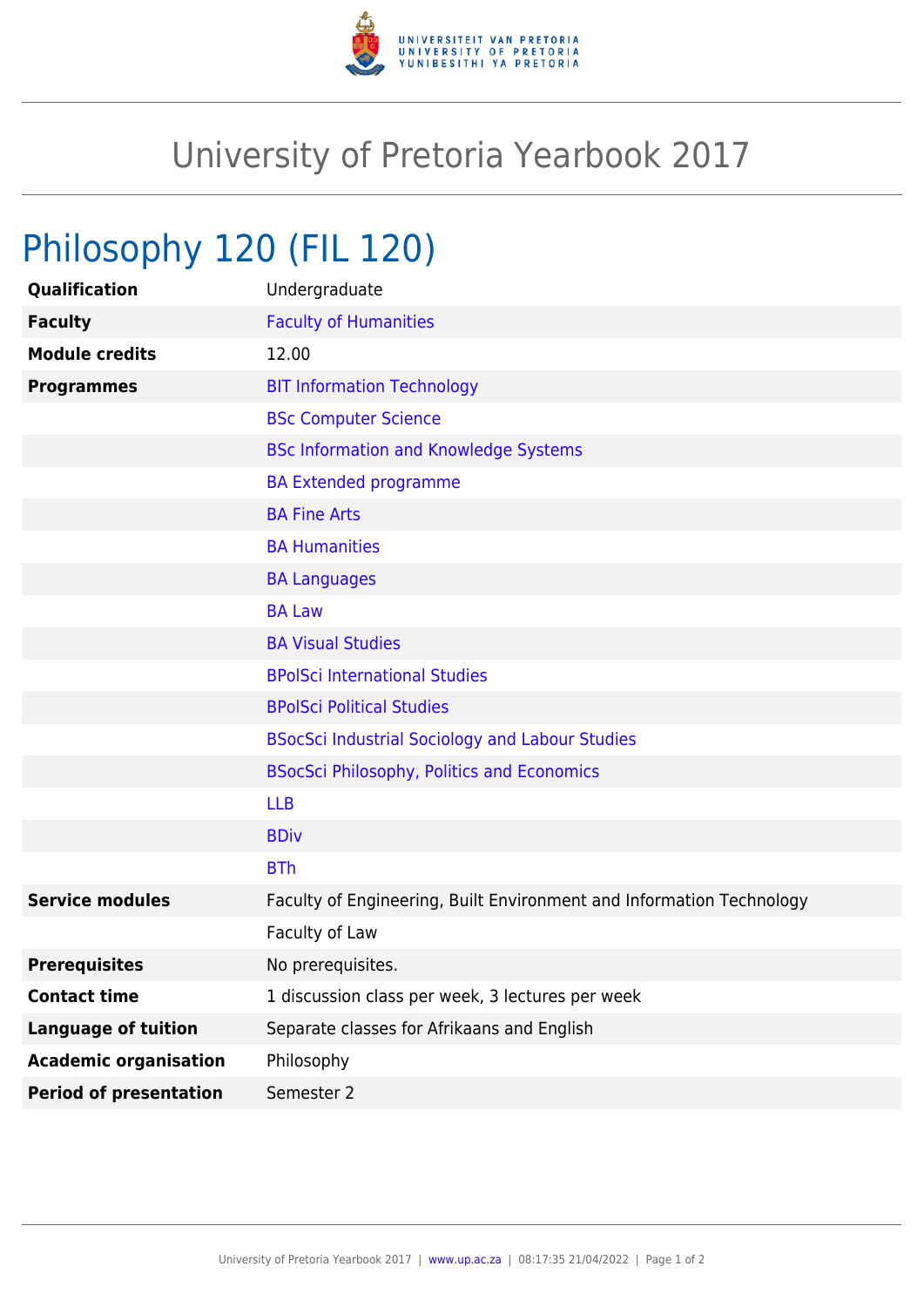# University of Pretoria Yearbook 2017

## Philosophy 120 (FIL 120)

| | |
|---|---|
| **Qualification** | Undergraduate |
| **Faculty** | Faculty of Humanities |
| **Module credits** | 12.00 |
| **Programmes** | BIT Information Technology |
| | BSc Computer Science |
| | BSc Information and Knowledge Systems |
| | BA Extended programme |
| | BA Fine Arts |
| | BA Humanities |
| | BA Languages |
| | BA Law |
| | BA Visual Studies |
| | BPolSci International Studies |
| | BPolSci Political Studies |
| | BSocSci Industrial Sociology and Labour Studies |
| | BSocSci Philosophy, Politics and Economics |
| | LLB |
| | BDiv |
| | BTh |
| **Service modules** | Faculty of Engineering, Built Environment and Information Technology |
| | Faculty of Law |
| **Prerequisites** | No prerequisites. |
| **Contact time** | 1 discussion class per week, 3 lectures per week |
| **Language of tuition** | Separate classes for Afrikaans and English |
| **Academic organisation** | Philosophy |
| **Period of presentation** | Semester 2 |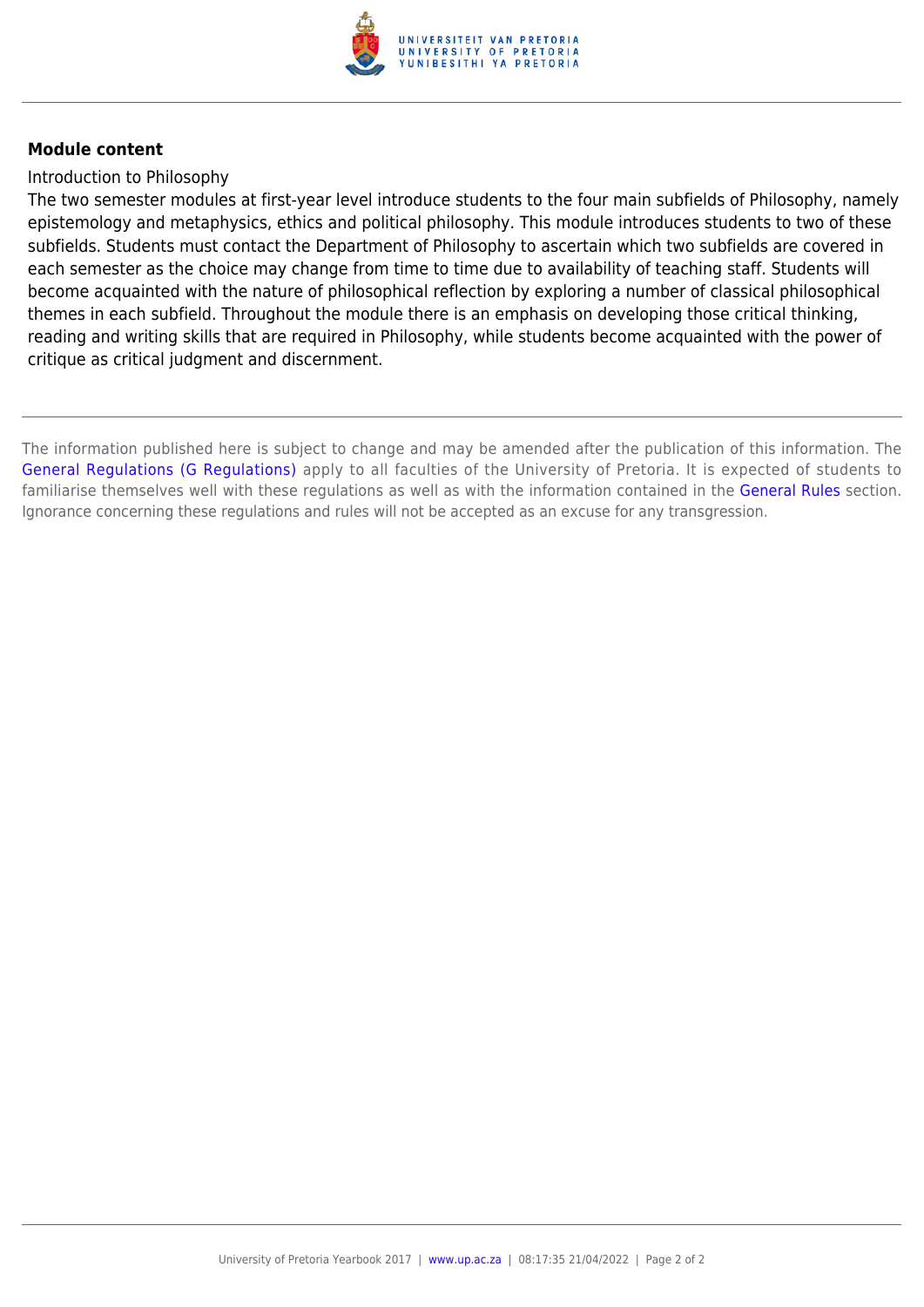**Module content**

Introduction to Philosophy

The two semester modules at first-year level introduce students to the four main subfields of Philosophy, namely epistemology and metaphysics, ethics and political philosophy. This module introduces students to two of these subfields. Students must contact the Department of Philosophy to ascertain which two subfields are covered in each semester as the choice may change from time to time due to availability of teaching staff. Students will become acquainted with the nature of philosophical reflection by exploring a number of classical philosophical themes in each subfield. Throughout the module there is an emphasis on developing those critical thinking, reading and writing skills that are required in Philosophy, while students become acquainted with the power of critique as critical judgment and discernment.

The information published here is subject to change and may be amended after the publication of this information. The General Regulations (G Regulations) apply to all faculties of the University of Pretoria. It is expected of students to familiarise themselves well with these regulations as well as with the information contained in the General Rules section. Ignorance concerning these regulations and rules will not be accepted as an excuse for any transgression.